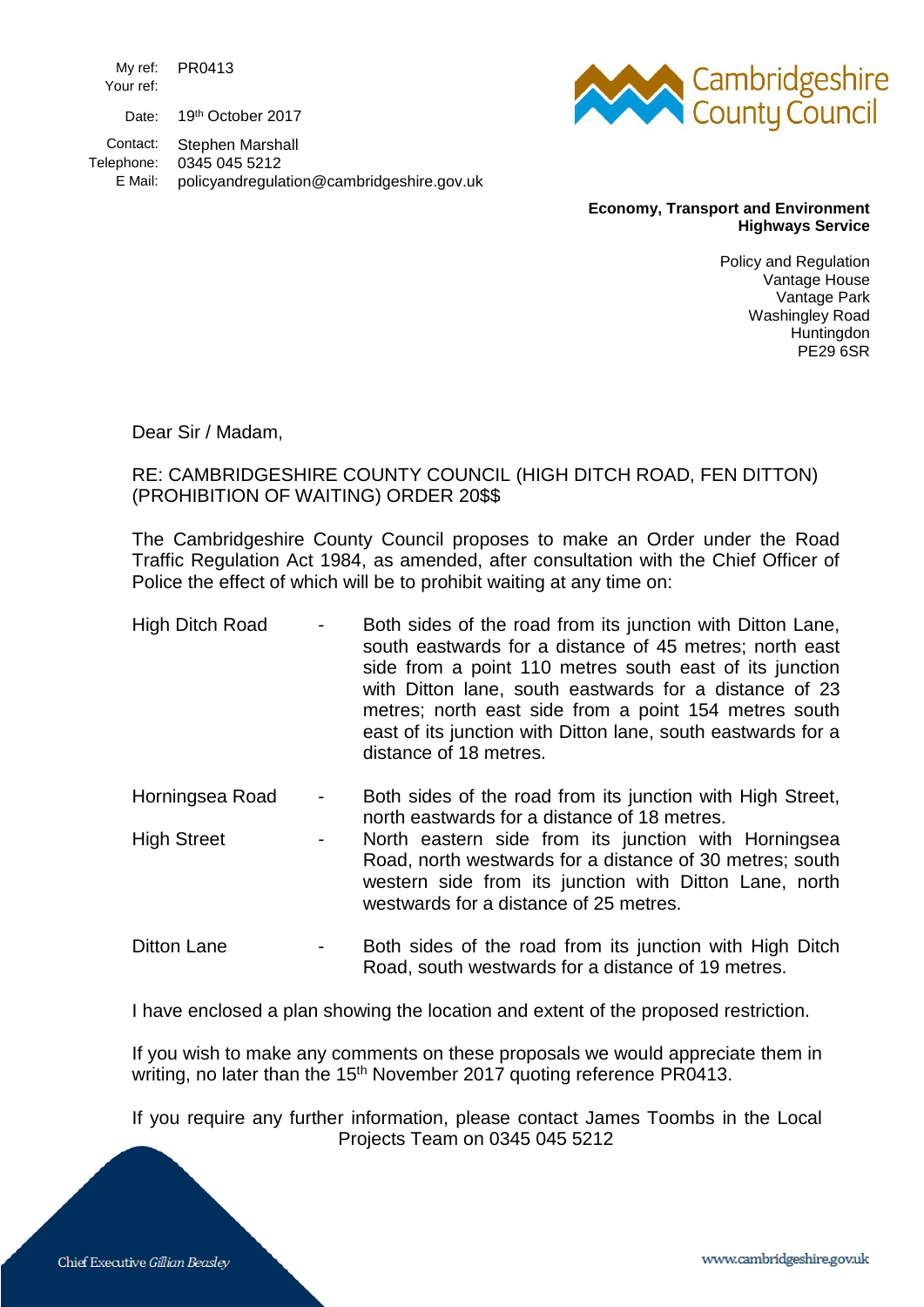My ref: PR0413
Your ref:

Date: 19th October 2017

Contact: Stephen Marshall
Telephone: 0345 045 5212
E Mail: policyandregulation@cambridgeshire.gov.uk

Cambridgeshire County Council

**Economy, Transport and Environment**
**Highways Service**

Policy and Regulation
Vantage House
Vantage Park
Washingley Road
Huntingdon
PE29 6SR

Dear Sir / Madam,

RE: CAMBRIDGESHIRE COUNTY COUNCIL (HIGH DITCH ROAD, FEN DITTON) (PROHIBITION OF WAITING) ORDER 20$$

The Cambridgeshire County Council proposes to make an Order under the Road Traffic Regulation Act 1984, as amended, after consultation with the Chief Officer of Police the effect of which will be to prohibit waiting at any time on:

| | | |
|---|---|---|
| High Ditch Road | - | Both sides of the road from its junction with Ditton Lane, south eastwards for a distance of 45 metres; north east side from a point 110 metres south east of its junction with Ditton lane, south eastwards for a distance of 23 metres; north east side from a point 154 metres south east of its junction with Ditton lane, south eastwards for a distance of 18 metres. |
| Horningsea Road | - | Both sides of the road from its junction with High Street, north eastwards for a distance of 18 metres. |
| High Street | - | North eastern side from its junction with Horningsea Road, north westwards for a distance of 30 metres; south western side from its junction with Ditton Lane, north westwards for a distance of 25 metres. |
| Ditton Lane | - | Both sides of the road from its junction with High Ditch Road, south westwards for a distance of 19 metres. |

I have enclosed a plan showing the location and extent of the proposed restriction.

If you wish to make any comments on these proposals we would appreciate them in writing, no later than the 15th November 2017 quoting reference PR0413.

If you require any further information, please contact James Toombs in the Local Projects Team on 0345 045 5212

Chief Executive *Gillian Beasley*

www.cambridgeshire.gov.uk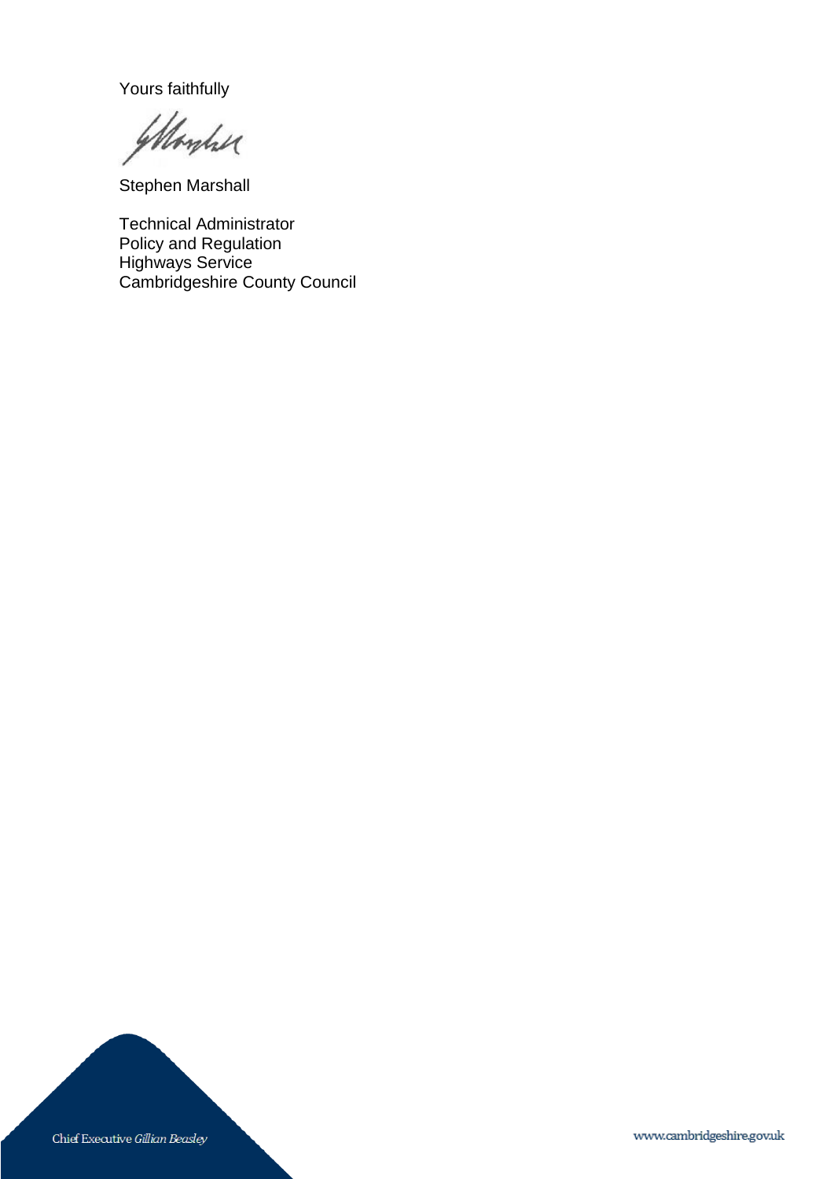Yours faithfully

Stephen Marshall

Technical Administrator
Policy and Regulation
Highways Service
Cambridgeshire County Council